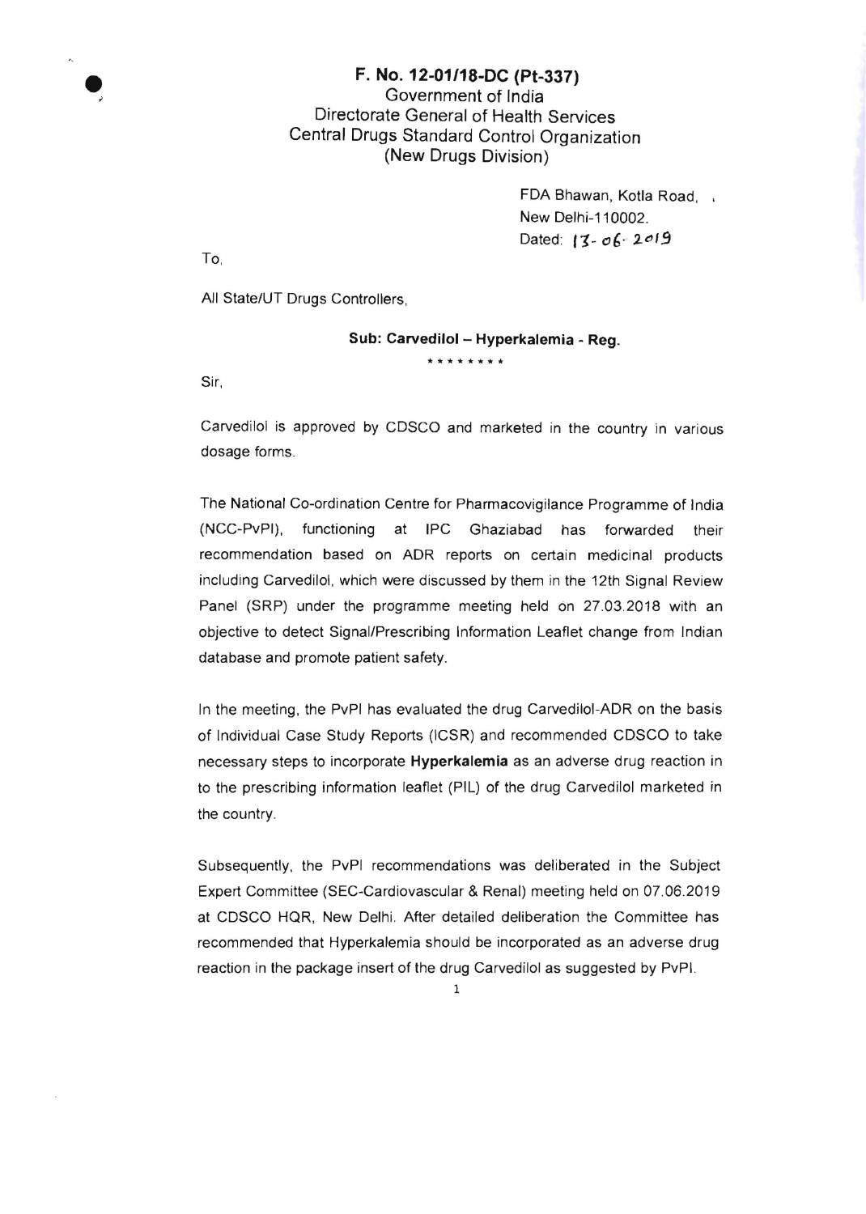**F. No. 12-01/18-DC (Pt-337)**
Government of India
Directorate General of Health Services
Central Drugs Standard Control Organization
(New Drugs Division)

FDA Bhawan, Kotla Road,
New Delhi-110002.
Dated: 13-06-2019

To,

All State/UT Drugs Controllers,

**Sub: Carvedilol – Hyperkalemia - Reg.**

\*\*\*\*\*\*\*\*

Sir,

Carvedilol is approved by CDSCO and marketed in the country in various dosage forms.

The National Co-ordination Centre for Pharmacovigilance Programme of India (NCC-PvPI), functioning at IPC Ghaziabad has forwarded their recommendation based on ADR reports on certain medicinal products including Carvedilol, which were discussed by them in the 12th Signal Review Panel (SRP) under the programme meeting held on 27.03.2018 with an objective to detect Signal/Prescribing Information Leaflet change from Indian database and promote patient safety.

In the meeting, the PvPI has evaluated the drug Carvedilol-ADR on the basis of Individual Case Study Reports (ICSR) and recommended CDSCO to take necessary steps to incorporate **Hyperkalemia** as an adverse drug reaction in to the prescribing information leaflet (PIL) of the drug Carvedilol marketed in the country.

Subsequently, the PvPI recommendations was deliberated in the Subject Expert Committee (SEC-Cardiovascular & Renal) meeting held on 07.06.2019 at CDSCO HQR, New Delhi. After detailed deliberation the Committee has recommended that Hyperkalemia should be incorporated as an adverse drug reaction in the package insert of the drug Carvedilol as suggested by PvPI.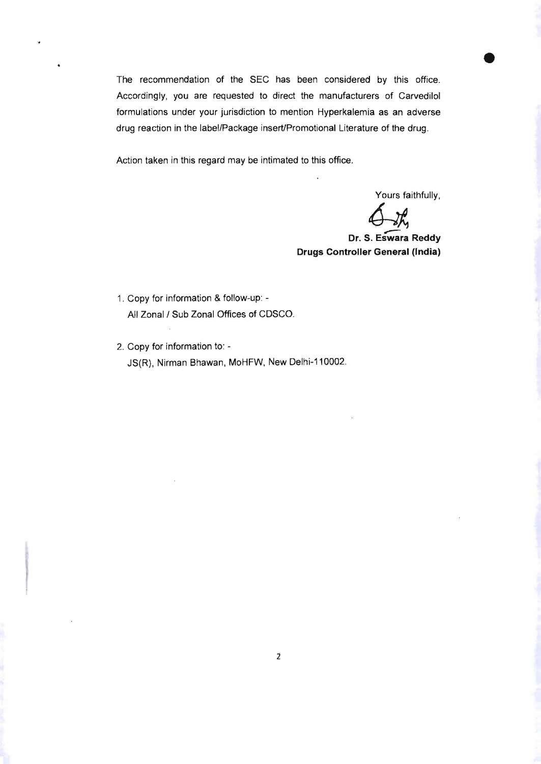The recommendation of the SEC has been considered by this office. Accordingly, you are requested to direct the manufacturers of Carvedilol formulations under your jurisdiction to mention Hyperkalemia as an adverse drug reaction in the label/Package insert/Promotional Literature of the drug.

Action taken in this regard may be intimated to this office.

Yours faithfully,

**Dr. S. Eswara Reddy**
**Drugs Controller General (India)**

1. Copy for information & follow-up: -
   All Zonal / Sub Zonal Offices of CDSCO.

2. Copy for information to: -
   JS(R), Nirman Bhawan, MoHFW, New Delhi-110002.